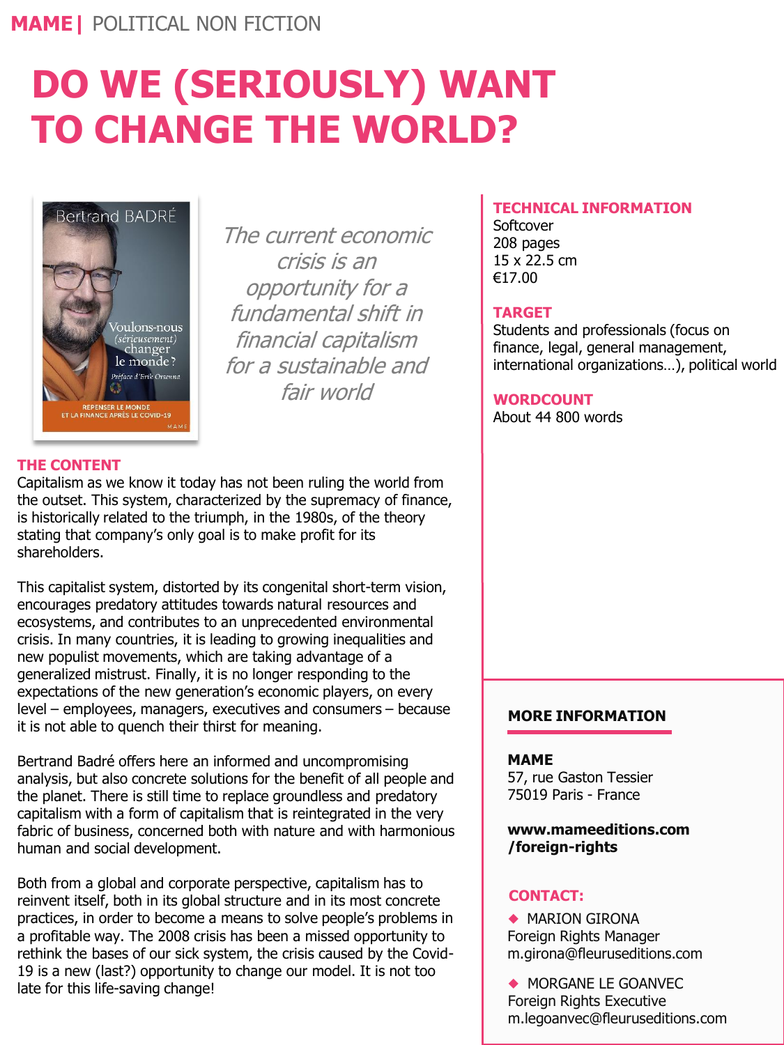**MAME** | POLITICAL NON FICTION

# DO WE (SERIOUSLY) WANT TO CHANGE THE WORLD?

*The current economic crisis is an opportunity for a fundamental shift in financial capitalism for a sustainable and fair world*

## TECHNICAL INFORMATION

Softcover
208 pages
15 x 22.5 cm
€17.00

## TARGET

Students and professionals (focus on finance, legal, general management, international organizations…), political world

## WORDCOUNT

About 44 800 words

## THE CONTENT

Capitalism as we know it today has not been ruling the world from the outset. This system, characterized by the supremacy of finance, is historically related to the triumph, in the 1980s, of the theory stating that company's only goal is to make profit for its shareholders.

This capitalist system, distorted by its congenital short-term vision, encourages predatory attitudes towards natural resources and ecosystems, and contributes to an unprecedented environmental crisis. In many countries, it is leading to growing inequalities and new populist movements, which are taking advantage of a generalized mistrust. Finally, it is no longer responding to the expectations of the new generation's economic players, on every level – employees, managers, executives and consumers – because it is not able to quench their thirst for meaning.

Bertrand Badré offers here an informed and uncompromising analysis, but also concrete solutions for the benefit of all people and the planet. There is still time to replace groundless and predatory capitalism with a form of capitalism that is reintegrated in the very fabric of business, concerned both with nature and with harmonious human and social development.

Both from a global and corporate perspective, capitalism has to reinvent itself, both in its global structure and in its most concrete practices, in order to become a means to solve people's problems in a profitable way. The 2008 crisis has been a missed opportunity to rethink the bases of our sick system, the crisis caused by the Covid-19 is a new (last?) opportunity to change our model. It is not too late for this life-saving change!

## MORE INFORMATION

**MAME**
57, rue Gaston Tessier
75019 Paris - France

**www.mameeditions.com/foreign-rights**

**CONTACT:**

- MARION GIRONA
  Foreign Rights Manager
  m.girona@fleuruseditions.com

- MORGANE LE GOANVEC
  Foreign Rights Executive
  m.legoanvec@fleuruseditions.com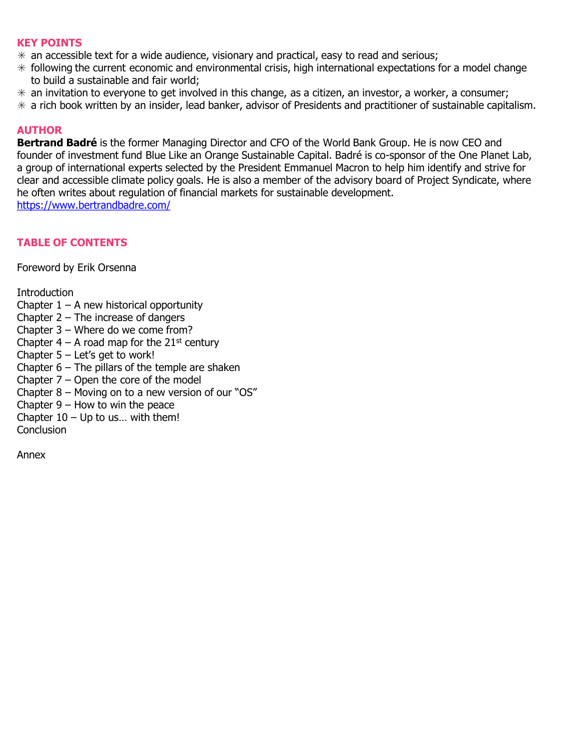## KEY POINTS

- ✳ an accessible text for a wide audience, visionary and practical, easy to read and serious;
- ✳ following the current economic and environmental crisis, high international expectations for a model change to build a sustainable and fair world;
- ✳ an invitation to everyone to get involved in this change, as a citizen, an investor, a worker, a consumer;
- ✳ a rich book written by an insider, lead banker, advisor of Presidents and practitioner of sustainable capitalism.

## AUTHOR

**Bertrand Badré** is the former Managing Director and CFO of the World Bank Group. He is now CEO and founder of investment fund Blue Like an Orange Sustainable Capital. Badré is co-sponsor of the One Planet Lab, a group of international experts selected by the President Emmanuel Macron to help him identify and strive for clear and accessible climate policy goals. He is also a member of the advisory board of Project Syndicate, where he often writes about regulation of financial markets for sustainable development.
[https://www.bertrandbadre.com/](https://www.bertrandbadre.com/)

## TABLE OF CONTENTS

Foreword by Erik Orsenna

Introduction
Chapter 1 – A new historical opportunity
Chapter 2 – The increase of dangers
Chapter 3 – Where do we come from?
Chapter 4 – A road map for the 21st century
Chapter 5 – Let's get to work!
Chapter 6 – The pillars of the temple are shaken
Chapter 7 – Open the core of the model
Chapter 8 – Moving on to a new version of our "OS"
Chapter 9 – How to win the peace
Chapter 10 – Up to us… with them!
Conclusion

Annex